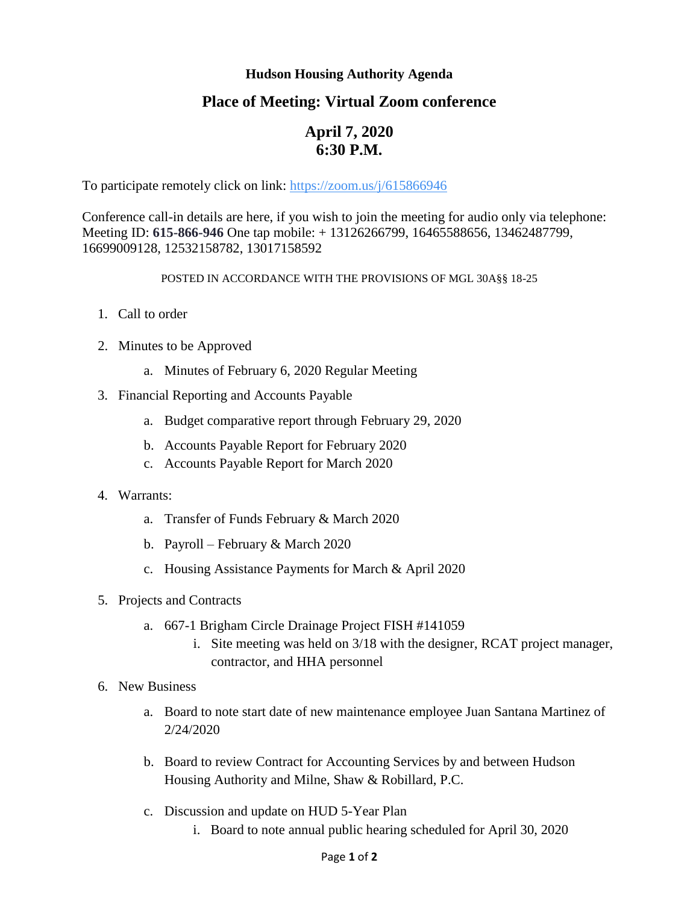**Hudson Housing Authority Agenda**

## Place of Meeting: Virtual Zoom conference

## April 7, 2020
## 6:30 P.M.

To participate remotely click on link: https://zoom.us/j/615866946

Conference call-in details are here, if you wish to join the meeting for audio only via telephone:
Meeting ID: **615-866-946** One tap mobile: + 13126266799, 16465588656, 13462487799, 16699009128, 12532158782, 13017158592

POSTED IN ACCORDANCE WITH THE PROVISIONS OF MGL 30A§§ 18-25

1. Call to order

2. Minutes to be Approved
   a. Minutes of February 6, 2020 Regular Meeting

3. Financial Reporting and Accounts Payable
   a. Budget comparative report through February 29, 2020
   b. Accounts Payable Report for February 2020
   c. Accounts Payable Report for March 2020

4. Warrants:
   a. Transfer of Funds February & March 2020
   b. Payroll – February & March 2020
   c. Housing Assistance Payments for March & April 2020

5. Projects and Contracts
   a. 667-1 Brigham Circle Drainage Project FISH #141059
      i. Site meeting was held on 3/18 with the designer, RCAT project manager, contractor, and HHA personnel

6. New Business
   a. Board to note start date of new maintenance employee Juan Santana Martinez of 2/24/2020
   b. Board to review Contract for Accounting Services by and between Hudson Housing Authority and Milne, Shaw & Robillard, P.C.
   c. Discussion and update on HUD 5-Year Plan
      i. Board to note annual public hearing scheduled for April 30, 2020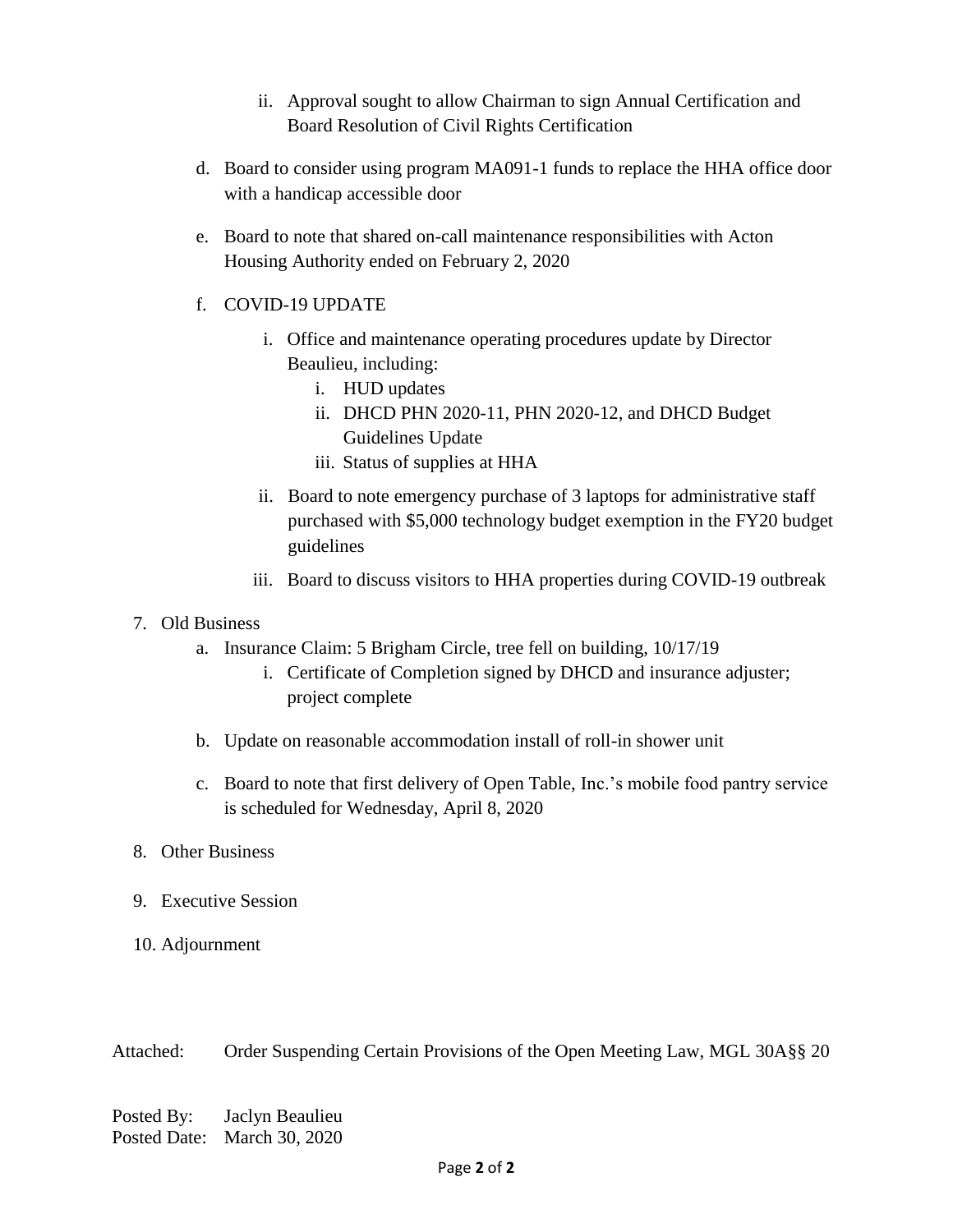ii. Approval sought to allow Chairman to sign Annual Certification and Board Resolution of Civil Rights Certification

d. Board to consider using program MA091-1 funds to replace the HHA office door with a handicap accessible door

e. Board to note that shared on-call maintenance responsibilities with Acton Housing Authority ended on February 2, 2020

f. COVID-19 UPDATE

   i. Office and maintenance operating procedures update by Director Beaulieu, including:
      i. HUD updates
      ii. DHCD PHN 2020-11, PHN 2020-12, and DHCD Budget Guidelines Update
      iii. Status of supplies at HHA

   ii. Board to note emergency purchase of 3 laptops for administrative staff purchased with $5,000 technology budget exemption in the FY20 budget guidelines

   iii. Board to discuss visitors to HHA properties during COVID-19 outbreak

7. Old Business
   a. Insurance Claim: 5 Brigham Circle, tree fell on building, 10/17/19
      i. Certificate of Completion signed by DHCD and insurance adjuster; project complete

   b. Update on reasonable accommodation install of roll-in shower unit

   c. Board to note that first delivery of Open Table, Inc.'s mobile food pantry service is scheduled for Wednesday, April 8, 2020

8. Other Business

9. Executive Session

10. Adjournment

Attached: Order Suspending Certain Provisions of the Open Meeting Law, MGL 30A§§ 20

Posted By: Jaclyn Beaulieu
Posted Date: March 30, 2020